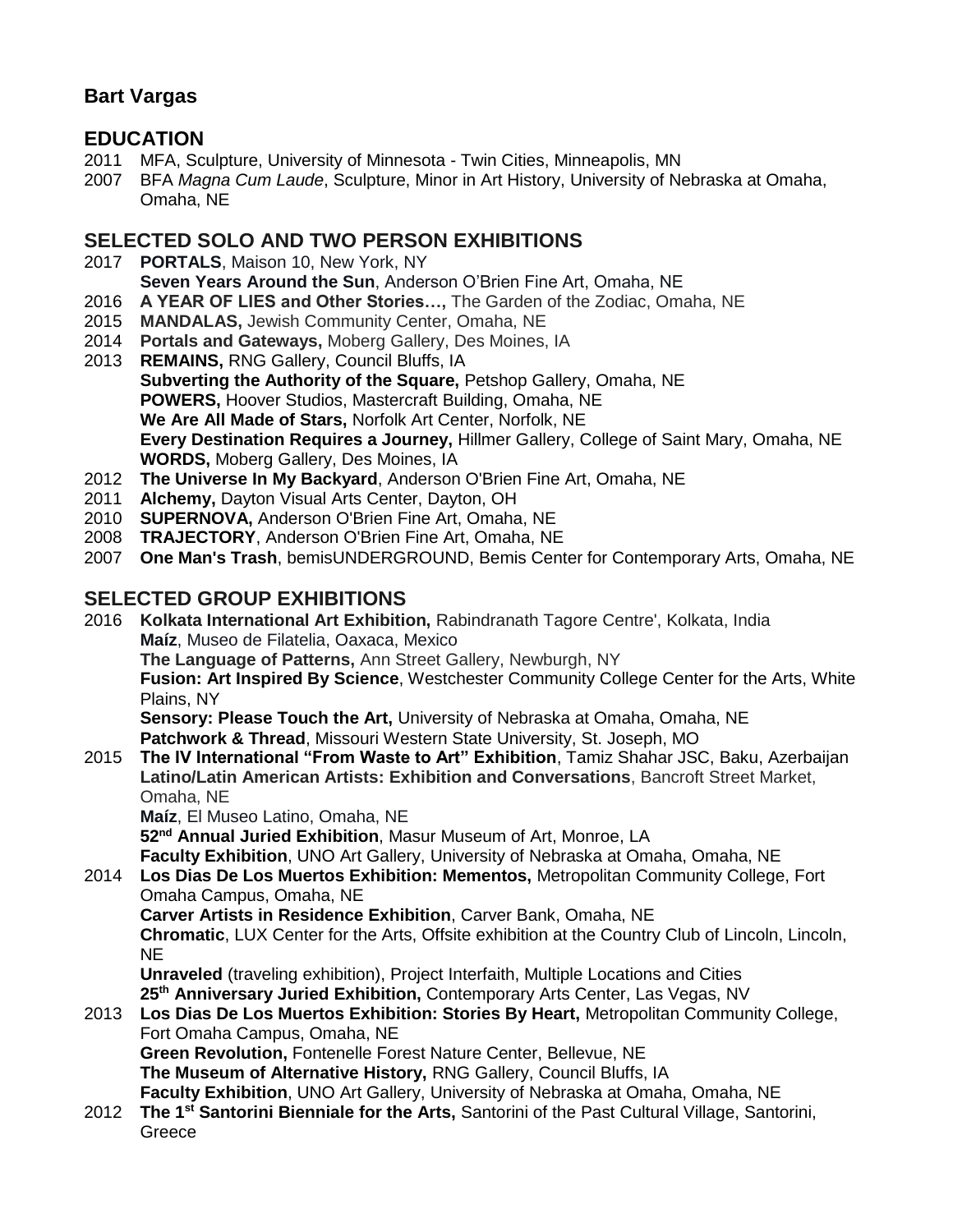# Bart Vargas

## EDUCATION

2011 MFA, Sculpture, University of Minnesota - Twin Cities, Minneapolis, MN
2007 BFA *Magna Cum Laude*, Sculpture, Minor in Art History, University of Nebraska at Omaha, Omaha, NE

## SELECTED SOLO AND TWO PERSON EXHIBITIONS

2017 **PORTALS**, Maison 10, New York, NY
**Seven Years Around the Sun**, Anderson O'Brien Fine Art, Omaha, NE
2016 **A YEAR OF LIES and Other Stories…,** The Garden of the Zodiac, Omaha, NE
2015 **MANDALAS,** Jewish Community Center, Omaha, NE
2014 **Portals and Gateways,** Moberg Gallery, Des Moines, IA
2013 **REMAINS,** RNG Gallery, Council Bluffs, IA
**Subverting the Authority of the Square,** Petshop Gallery, Omaha, NE
**POWERS,** Hoover Studios, Mastercraft Building, Omaha, NE
**We Are All Made of Stars,** Norfolk Art Center, Norfolk, NE
**Every Destination Requires a Journey,** Hillmer Gallery, College of Saint Mary, Omaha, NE
**WORDS,** Moberg Gallery, Des Moines, IA
2012 **The Universe In My Backyard**, Anderson O'Brien Fine Art, Omaha, NE
2011 **Alchemy,** Dayton Visual Arts Center, Dayton, OH
2010 **SUPERNOVA,** Anderson O'Brien Fine Art, Omaha, NE
2008 **TRAJECTORY**, Anderson O'Brien Fine Art, Omaha, NE
2007 **One Man's Trash**, bemisUNDERGROUND, Bemis Center for Contemporary Arts, Omaha, NE

## SELECTED GROUP EXHIBITIONS

2016 **Kolkata International Art Exhibition,** Rabindranath Tagore Centre', Kolkata, India
**Maíz**, Museo de Filatelia, Oaxaca, Mexico
**The Language of Patterns,** Ann Street Gallery, Newburgh, NY
**Fusion: Art Inspired By Science**, Westchester Community College Center for the Arts, White Plains, NY
**Sensory: Please Touch the Art,** University of Nebraska at Omaha, Omaha, NE
**Patchwork & Thread**, Missouri Western State University, St. Joseph, MO
2015 **The IV International "From Waste to Art" Exhibition**, Tamiz Shahar JSC, Baku, Azerbaijan
**Latino/Latin American Artists: Exhibition and Conversations**, Bancroft Street Market, Omaha, NE
**Maíz**, El Museo Latino, Omaha, NE
**52nd Annual Juried Exhibition**, Masur Museum of Art, Monroe, LA
**Faculty Exhibition**, UNO Art Gallery, University of Nebraska at Omaha, Omaha, NE
2014 **Los Dias De Los Muertos Exhibition: Mementos,** Metropolitan Community College, Fort Omaha Campus, Omaha, NE
**Carver Artists in Residence Exhibition**, Carver Bank, Omaha, NE
**Chromatic**, LUX Center for the Arts, Offsite exhibition at the Country Club of Lincoln, Lincoln, NE
**Unraveled** (traveling exhibition), Project Interfaith, Multiple Locations and Cities
**25th Anniversary Juried Exhibition,** Contemporary Arts Center, Las Vegas, NV
2013 **Los Dias De Los Muertos Exhibition: Stories By Heart,** Metropolitan Community College, Fort Omaha Campus, Omaha, NE
**Green Revolution,** Fontenelle Forest Nature Center, Bellevue, NE
**The Museum of Alternative History,** RNG Gallery, Council Bluffs, IA
**Faculty Exhibition**, UNO Art Gallery, University of Nebraska at Omaha, Omaha, NE
2012 **The 1st Santorini Bienniale for the Arts,** Santorini of the Past Cultural Village, Santorini, Greece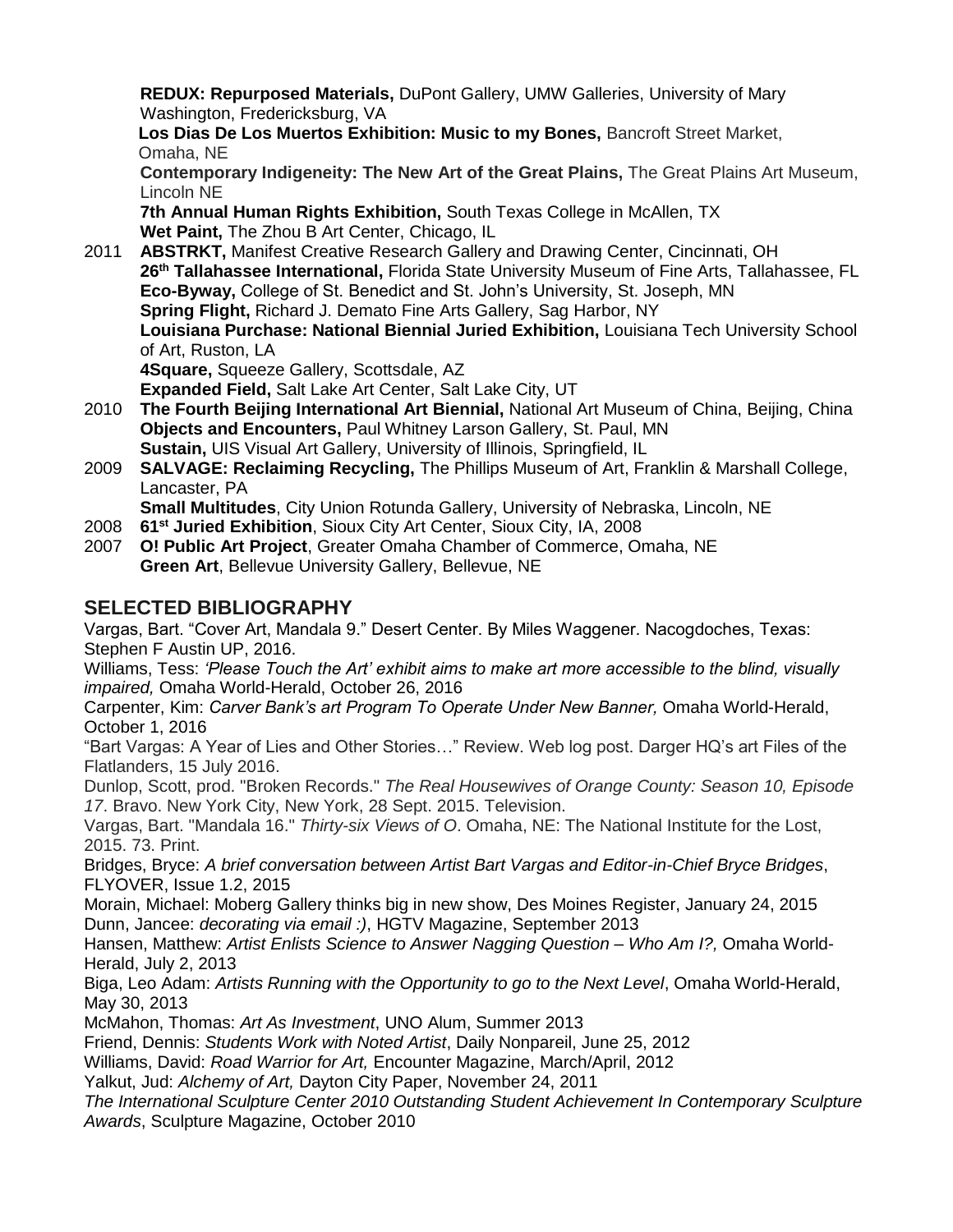**REDUX: Repurposed Materials,** DuPont Gallery, UMW Galleries, University of Mary Washington, Fredericksburg, VA

**Los Dias De Los Muertos Exhibition: Music to my Bones,** Bancroft Street Market, Omaha, NE

**Contemporary Indigeneity: The New Art of the Great Plains,** The Great Plains Art Museum, Lincoln NE

**7th Annual Human Rights Exhibition,** South Texas College in McAllen, TX

**Wet Paint,** The Zhou B Art Center, Chicago, IL

2011 **ABSTRKT,** Manifest Creative Research Gallery and Drawing Center, Cincinnati, OH

**26th Tallahassee International,** Florida State University Museum of Fine Arts, Tallahassee, FL

**Eco-Byway,** College of St. Benedict and St. John's University, St. Joseph, MN

**Spring Flight,** Richard J. Demato Fine Arts Gallery, Sag Harbor, NY

**Louisiana Purchase: National Biennial Juried Exhibition,** Louisiana Tech University School of Art, Ruston, LA

**4Square,** Squeeze Gallery, Scottsdale, AZ

**Expanded Field,** Salt Lake Art Center, Salt Lake City, UT

2010 **The Fourth Beijing International Art Biennial,** National Art Museum of China, Beijing, China

**Objects and Encounters,** Paul Whitney Larson Gallery, St. Paul, MN

**Sustain,** UIS Visual Art Gallery, University of Illinois, Springfield, IL

2009 **SALVAGE: Reclaiming Recycling,** The Phillips Museum of Art, Franklin & Marshall College, Lancaster, PA

**Small Multitudes**, City Union Rotunda Gallery, University of Nebraska, Lincoln, NE

2008 **61st Juried Exhibition**, Sioux City Art Center, Sioux City, IA, 2008

2007 **O! Public Art Project**, Greater Omaha Chamber of Commerce, Omaha, NE

**Green Art**, Bellevue University Gallery, Bellevue, NE

## SELECTED BIBLIOGRAPHY

Vargas, Bart. "Cover Art, Mandala 9." Desert Center. By Miles Waggener. Nacogdoches, Texas: Stephen F Austin UP, 2016.

Williams, Tess: *'Please Touch the Art' exhibit aims to make art more accessible to the blind, visually impaired,* Omaha World-Herald, October 26, 2016

Carpenter, Kim: *Carver Bank's art Program To Operate Under New Banner,* Omaha World-Herald, October 1, 2016

"Bart Vargas: A Year of Lies and Other Stories…" Review. Web log post. Darger HQ's art Files of the Flatlanders, 15 July 2016.

Dunlop, Scott, prod. "Broken Records." *The Real Housewives of Orange County: Season 10, Episode 17*. Bravo. New York City, New York, 28 Sept. 2015. Television.

Vargas, Bart. "Mandala 16." *Thirty-six Views of O*. Omaha, NE: The National Institute for the Lost, 2015. 73. Print.

Bridges, Bryce: *A brief conversation between Artist Bart Vargas and Editor-in-Chief Bryce Bridges*, FLYOVER, Issue 1.2, 2015

Morain, Michael: Moberg Gallery thinks big in new show, Des Moines Register, January 24, 2015

Dunn, Jancee: *decorating via email :)*, HGTV Magazine, September 2013

Hansen, Matthew: *Artist Enlists Science to Answer Nagging Question – Who Am I?,* Omaha World-Herald, July 2, 2013

Biga, Leo Adam: *Artists Running with the Opportunity to go to the Next Level*, Omaha World-Herald, May 30, 2013

McMahon, Thomas: *Art As Investment*, UNO Alum, Summer 2013

Friend, Dennis: *Students Work with Noted Artist*, Daily Nonpareil, June 25, 2012

Williams, David: *Road Warrior for Art,* Encounter Magazine, March/April, 2012

Yalkut, Jud: *Alchemy of Art,* Dayton City Paper, November 24, 2011

*The International Sculpture Center 2010 Outstanding Student Achievement In Contemporary Sculpture Awards*, Sculpture Magazine, October 2010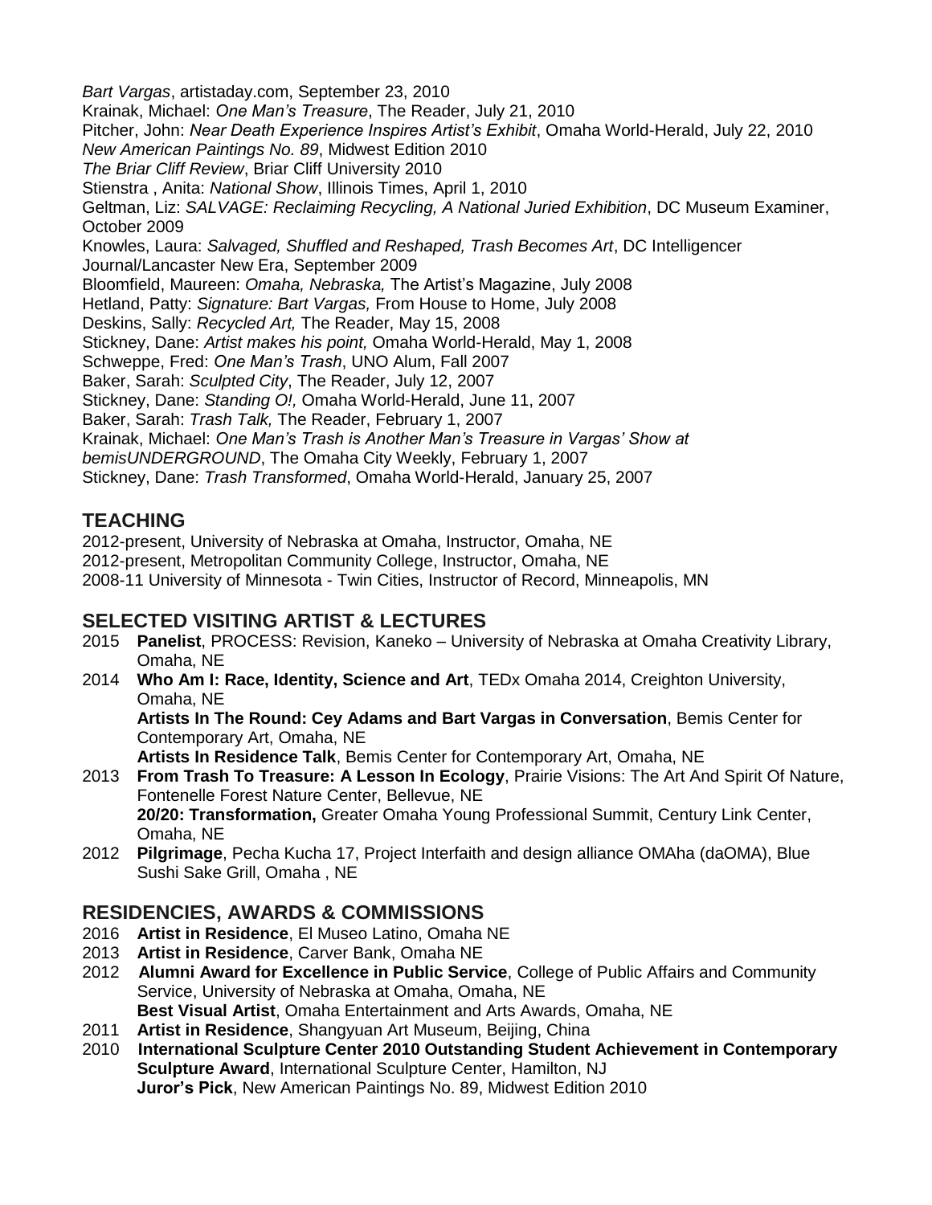*Bart Vargas*, artistaday.com, September 23, 2010
Krainak, Michael: *One Man's Treasure*, The Reader, July 21, 2010
Pitcher, John: *Near Death Experience Inspires Artist's Exhibit*, Omaha World-Herald, July 22, 2010
*New American Paintings No. 89*, Midwest Edition 2010
*The Briar Cliff Review*, Briar Cliff University 2010
Stienstra , Anita: *National Show*, Illinois Times, April 1, 2010
Geltman, Liz: *SALVAGE: Reclaiming Recycling, A National Juried Exhibition*, DC Museum Examiner, October 2009
Knowles, Laura: *Salvaged, Shuffled and Reshaped, Trash Becomes Art*, DC Intelligencer Journal/Lancaster New Era, September 2009
Bloomfield, Maureen: *Omaha, Nebraska,* The Artist's Magazine, July 2008
Hetland, Patty: *Signature: Bart Vargas,* From House to Home, July 2008
Deskins, Sally: *Recycled Art,* The Reader, May 15, 2008
Stickney, Dane: *Artist makes his point,* Omaha World-Herald, May 1, 2008
Schweppe, Fred: *One Man's Trash*, UNO Alum, Fall 2007
Baker, Sarah: *Sculpted City*, The Reader, July 12, 2007
Stickney, Dane: *Standing O!,* Omaha World-Herald, June 11, 2007
Baker, Sarah: *Trash Talk,* The Reader, February 1, 2007
Krainak, Michael: *One Man's Trash is Another Man's Treasure in Vargas' Show at bemisUNDERGROUND*, The Omaha City Weekly, February 1, 2007
Stickney, Dane: *Trash Transformed*, Omaha World-Herald, January 25, 2007

## TEACHING

2012-present, University of Nebraska at Omaha, Instructor, Omaha, NE
2012-present, Metropolitan Community College, Instructor, Omaha, NE
2008-11 University of Minnesota - Twin Cities, Instructor of Record, Minneapolis, MN

## SELECTED VISITING ARTIST & LECTURES

2015 **Panelist**, PROCESS: Revision, Kaneko – University of Nebraska at Omaha Creativity Library, Omaha, NE
2014 **Who Am I: Race, Identity, Science and Art**, TEDx Omaha 2014, Creighton University, Omaha, NE
**Artists In The Round: Cey Adams and Bart Vargas in Conversation**, Bemis Center for Contemporary Art, Omaha, NE
**Artists In Residence Talk**, Bemis Center for Contemporary Art, Omaha, NE
2013 **From Trash To Treasure: A Lesson In Ecology**, Prairie Visions: The Art And Spirit Of Nature, Fontenelle Forest Nature Center, Bellevue, NE
**20/20: Transformation,** Greater Omaha Young Professional Summit, Century Link Center, Omaha, NE
2012 **Pilgrimage**, Pecha Kucha 17, Project Interfaith and design alliance OMAha (daOMA), Blue Sushi Sake Grill, Omaha , NE

## RESIDENCIES, AWARDS & COMMISSIONS

2016 **Artist in Residence**, El Museo Latino, Omaha NE
2013 **Artist in Residence**, Carver Bank, Omaha NE
2012 **Alumni Award for Excellence in Public Service**, College of Public Affairs and Community Service, University of Nebraska at Omaha, Omaha, NE
**Best Visual Artist**, Omaha Entertainment and Arts Awards, Omaha, NE
2011 **Artist in Residence**, Shangyuan Art Museum, Beijing, China
2010 **International Sculpture Center 2010 Outstanding Student Achievement in Contemporary Sculpture Award**, International Sculpture Center, Hamilton, NJ
**Juror's Pick**, New American Paintings No. 89, Midwest Edition 2010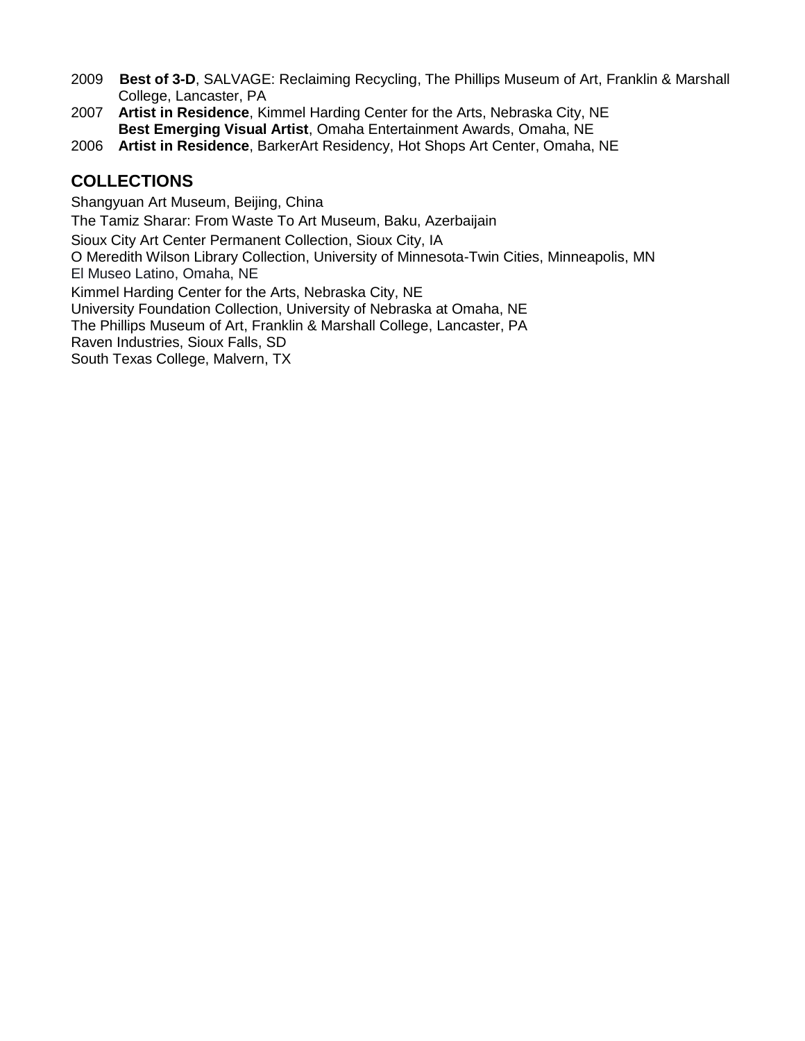2009 **Best of 3-D**, SALVAGE: Reclaiming Recycling, The Phillips Museum of Art, Franklin & Marshall College, Lancaster, PA

2007 **Artist in Residence**, Kimmel Harding Center for the Arts, Nebraska City, NE
**Best Emerging Visual Artist**, Omaha Entertainment Awards, Omaha, NE

2006 **Artist in Residence**, BarkerArt Residency, Hot Shops Art Center, Omaha, NE

## COLLECTIONS

Shangyuan Art Museum, Beijing, China
The Tamiz Sharar: From Waste To Art Museum, Baku, Azerbaijain
Sioux City Art Center Permanent Collection, Sioux City, IA
O Meredith Wilson Library Collection, University of Minnesota-Twin Cities, Minneapolis, MN
El Museo Latino, Omaha, NE
Kimmel Harding Center for the Arts, Nebraska City, NE
University Foundation Collection, University of Nebraska at Omaha, NE
The Phillips Museum of Art, Franklin & Marshall College, Lancaster, PA
Raven Industries, Sioux Falls, SD
South Texas College, Malvern, TX